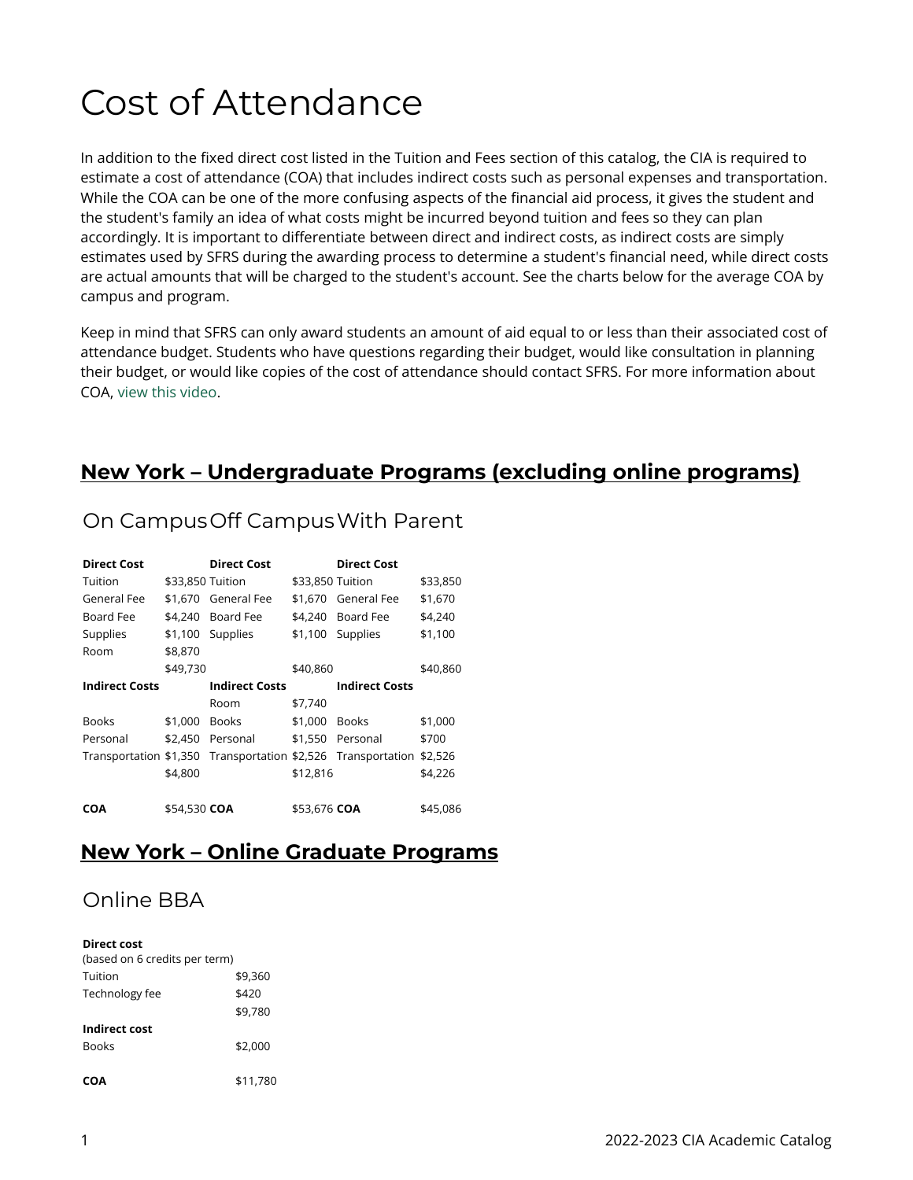# Cost of Attendance

In addition to the fixed direct cost listed in the Tuition and Fees section of this catalog, the CIA is required to estimate a cost of attendance (COA) that includes indirect costs such as personal expenses and transportation. While the COA can be one of the more confusing aspects of the financial aid process, it gives the student and the student's family an idea of what costs might be incurred beyond tuition and fees so they can plan accordingly. It is important to differentiate between direct and indirect costs, as indirect costs are simply estimates used by SFRS during the awarding process to determine a student's financial need, while direct costs are actual amounts that will be charged to the student's account. See the charts below for the average COA by campus and program.

Keep in mind that SFRS can only award students an amount of aid equal to or less than their associated cost of attendance budget. Students who have questions regarding their budget, would like consultation in planning their budget, or would like copies of the cost of attendance should contact SFRS. For more information about COA, view this video.

## New York – Undergraduate Programs (excluding online programs)

| On Campus | | Off Campus | | With Parent | |
|---|---|---|---|---|---|
| **Direct Cost** | | **Direct Cost** | | **Direct Cost** | |
| Tuition | $33,850 | Tuition | $33,850 | Tuition | $33,850 |
| General Fee | $1,670 | General Fee | $1,670 | General Fee | $1,670 |
| Board Fee | $4,240 | Board Fee | $4,240 | Board Fee | $4,240 |
| Supplies | $1,100 | Supplies | $1,100 | Supplies | $1,100 |
| Room | $8,870 | | | | |
| | $49,730 | | $40,860 | | $40,860 |
| **Indirect Costs** | | **Indirect Costs** | | **Indirect Costs** | |
| | | Room | $7,740 | | |
| Books | $1,000 | Books | $1,000 | Books | $1,000 |
| Personal | $2,450 | Personal | $1,550 | Personal | $700 |
| Transportation | $1,350 | Transportation | $2,526 | Transportation | $2,526 |
| | $4,800 | | $12,816 | | $4,226 |
| **COA** | $54,530 | **COA** | $53,676 | **COA** | $45,086 |

## New York – Online Graduate Programs

### Online BBA

| **Direct cost** | |
|---|---|
| (based on 6 credits per term) | |
| Tuition | $9,360 |
| Technology fee | $420 |
| | $9,780 |
| **Indirect cost** | |
| Books | $2,000 |
| **COA** | $11,780 |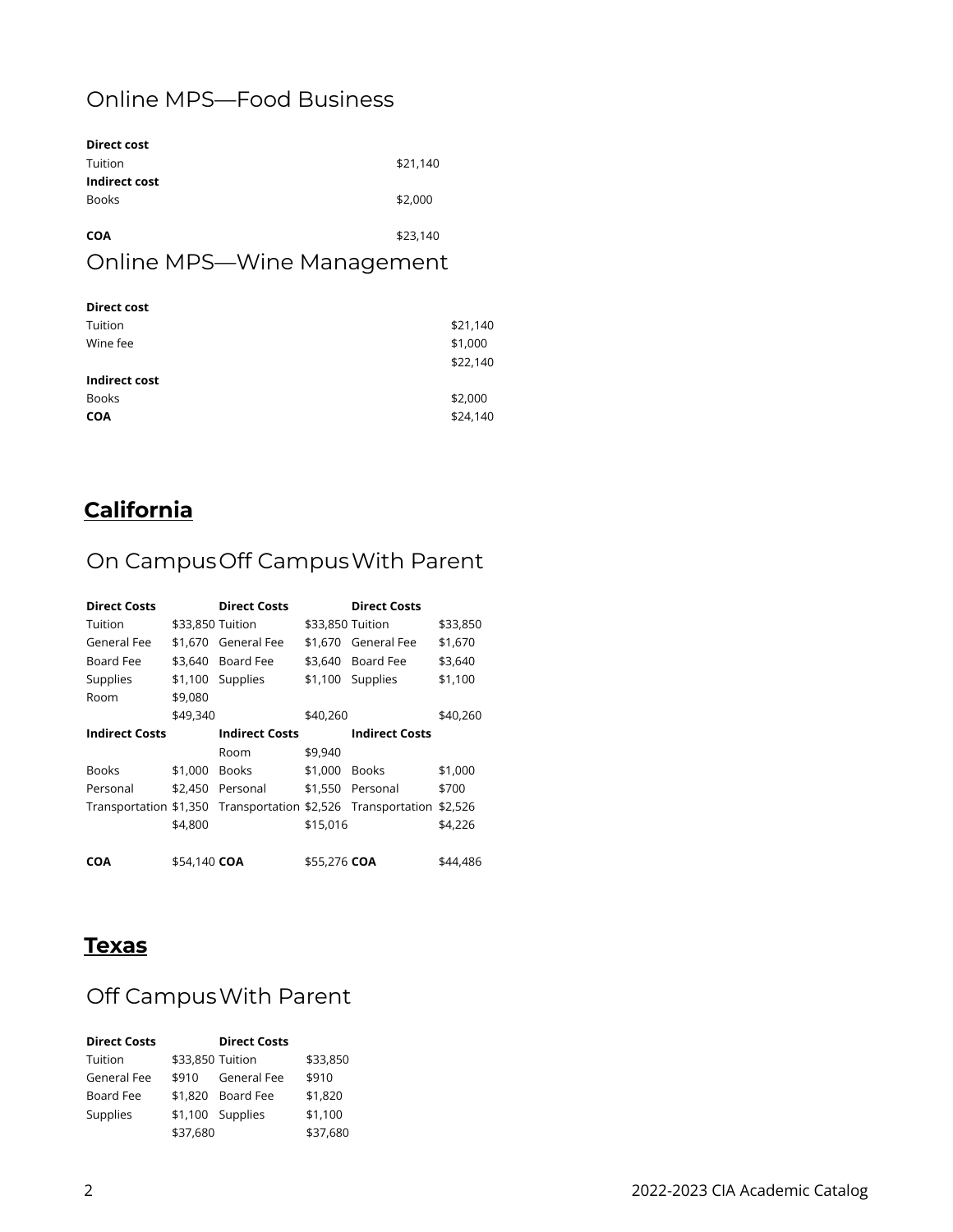## Online MPS—Food Business

| | |
|---|---|
| **Direct cost** | |
| Tuition | $21,140 |
| **Indirect cost** | |
| Books | $2,000 |
| **COA** | $23,140 |

## Online MPS—Wine Management

| | |
|---|---|
| **Direct cost** | |
| Tuition | $21,140 |
| Wine fee | $1,000 |
| | $22,140 |
| **Indirect cost** | |
| Books | $2,000 |
| **COA** | $24,140 |

# California

## On Campus Off Campus With Parent

| On Campus | | Off Campus | | With Parent | |
|---|---|---|---|---|---|
| **Direct Costs** | | **Direct Costs** | | **Direct Costs** | |
| Tuition | $33,850 | Tuition | $33,850 | Tuition | $33,850 |
| General Fee | $1,670 | General Fee | $1,670 | General Fee | $1,670 |
| Board Fee | $3,640 | Board Fee | $3,640 | Board Fee | $3,640 |
| Supplies | $1,100 | Supplies | $1,100 | Supplies | $1,100 |
| Room | $9,080 | | | | |
| | $49,340 | | $40,260 | | $40,260 |
| **Indirect Costs** | | **Indirect Costs** | | **Indirect Costs** | |
| | | Room | $9,940 | | |
| Books | $1,000 | Books | $1,000 | Books | $1,000 |
| Personal | $2,450 | Personal | $1,550 | Personal | $700 |
| Transportation | $1,350 | Transportation | $2,526 | Transportation | $2,526 |
| | $4,800 | | $15,016 | | $4,226 |
| **COA** | $54,140 | **COA** | $55,276 | **COA** | $44,486 |

# Texas

## Off Campus With Parent

| Off Campus | | With Parent | |
|---|---|---|---|
| **Direct Costs** | | **Direct Costs** | |
| Tuition | $33,850 | Tuition | $33,850 |
| General Fee | $910 | General Fee | $910 |
| Board Fee | $1,820 | Board Fee | $1,820 |
| Supplies | $1,100 | Supplies | $1,100 |
| | $37,680 | | $37,680 |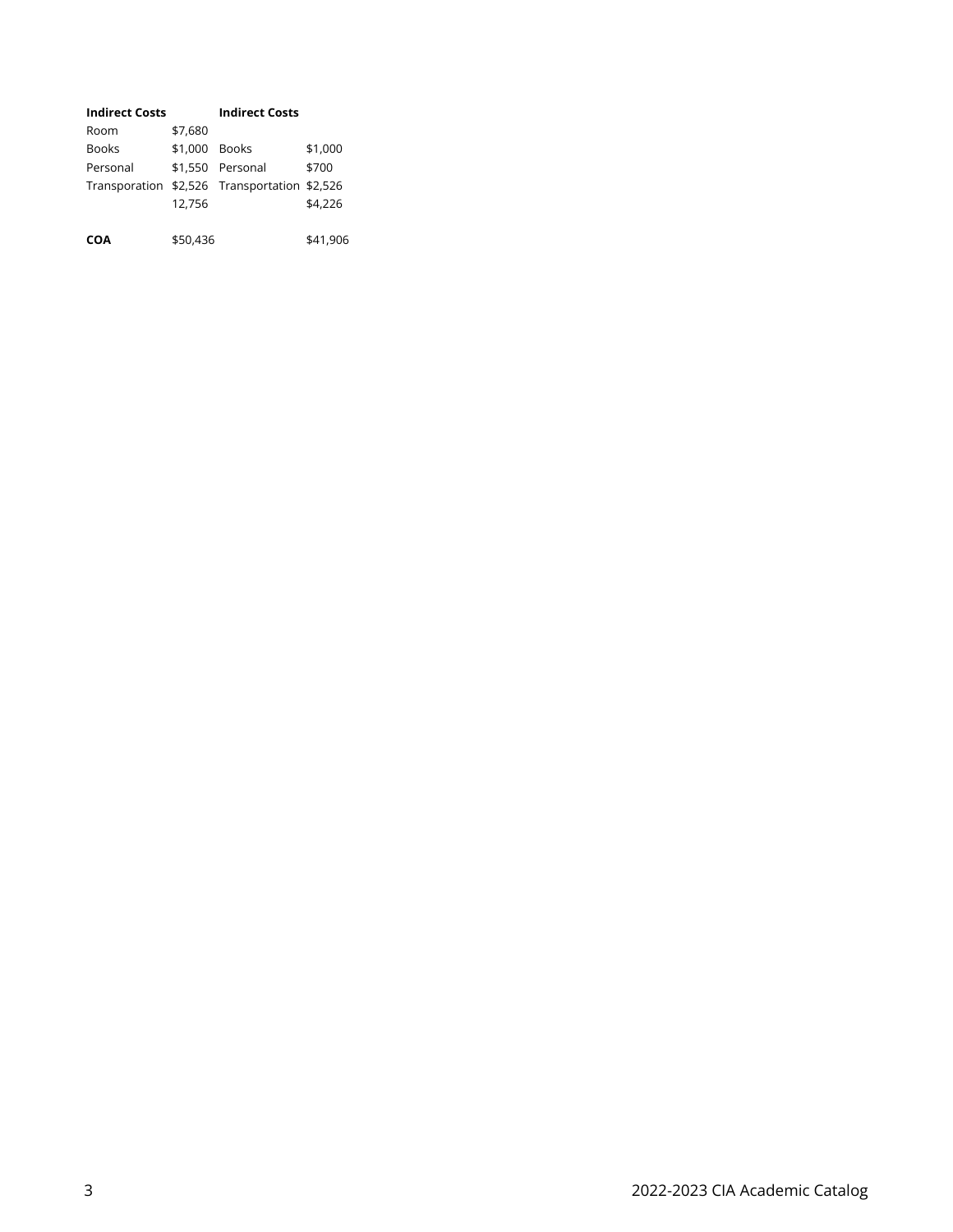| **Indirect Costs** | | **Indirect Costs** | |
|---|---|---|---|
| Room | $7,680 | | |
| Books | $1,000 | Books | $1,000 |
| Personal | $1,550 | Personal | $700 |
| Transporation | $2,526 | Transportation | $2,526 |
| | 12,756 | | $4,226 |
| | | | |
| **COA** | $50,436 | | $41,906 |